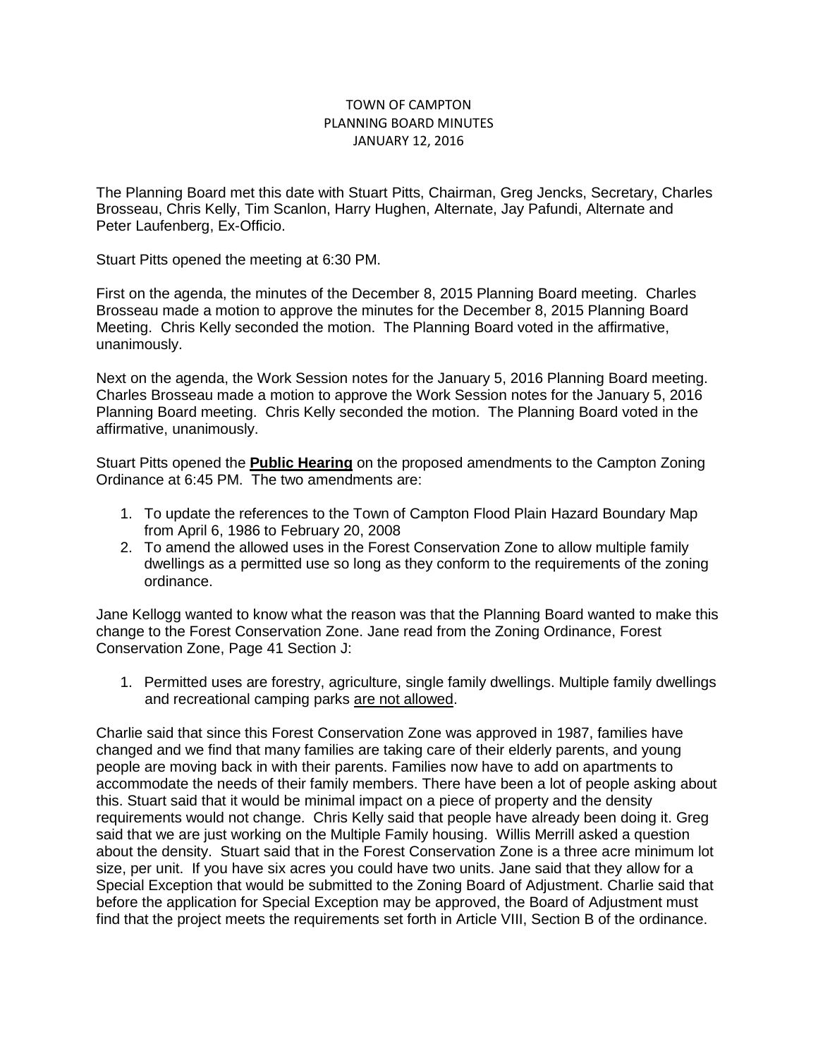TOWN OF CAMPTON
PLANNING BOARD MINUTES
JANUARY 12, 2016

The Planning Board met this date with Stuart Pitts, Chairman, Greg Jencks, Secretary, Charles Brosseau, Chris Kelly, Tim Scanlon, Harry Hughen, Alternate, Jay Pafundi, Alternate and Peter Laufenberg, Ex-Officio.

Stuart Pitts opened the meeting at 6:30 PM.

First on the agenda, the minutes of the December 8, 2015 Planning Board meeting. Charles Brosseau made a motion to approve the minutes for the December 8, 2015 Planning Board Meeting. Chris Kelly seconded the motion. The Planning Board voted in the affirmative, unanimously.

Next on the agenda, the Work Session notes for the January 5, 2016 Planning Board meeting. Charles Brosseau made a motion to approve the Work Session notes for the January 5, 2016 Planning Board meeting. Chris Kelly seconded the motion. The Planning Board voted in the affirmative, unanimously.

Stuart Pitts opened the **Public Hearing** on the proposed amendments to the Campton Zoning Ordinance at 6:45 PM. The two amendments are:

1. To update the references to the Town of Campton Flood Plain Hazard Boundary Map from April 6, 1986 to February 20, 2008
2. To amend the allowed uses in the Forest Conservation Zone to allow multiple family dwellings as a permitted use so long as they conform to the requirements of the zoning ordinance.

Jane Kellogg wanted to know what the reason was that the Planning Board wanted to make this change to the Forest Conservation Zone. Jane read from the Zoning Ordinance, Forest Conservation Zone, Page 41 Section J:

1. Permitted uses are forestry, agriculture, single family dwellings. Multiple family dwellings and recreational camping parks are not allowed.

Charlie said that since this Forest Conservation Zone was approved in 1987, families have changed and we find that many families are taking care of their elderly parents, and young people are moving back in with their parents. Families now have to add on apartments to accommodate the needs of their family members. There have been a lot of people asking about this. Stuart said that it would be minimal impact on a piece of property and the density requirements would not change. Chris Kelly said that people have already been doing it. Greg said that we are just working on the Multiple Family housing. Willis Merrill asked a question about the density. Stuart said that in the Forest Conservation Zone is a three acre minimum lot size, per unit. If you have six acres you could have two units. Jane said that they allow for a Special Exception that would be submitted to the Zoning Board of Adjustment. Charlie said that before the application for Special Exception may be approved, the Board of Adjustment must find that the project meets the requirements set forth in Article VIII, Section B of the ordinance.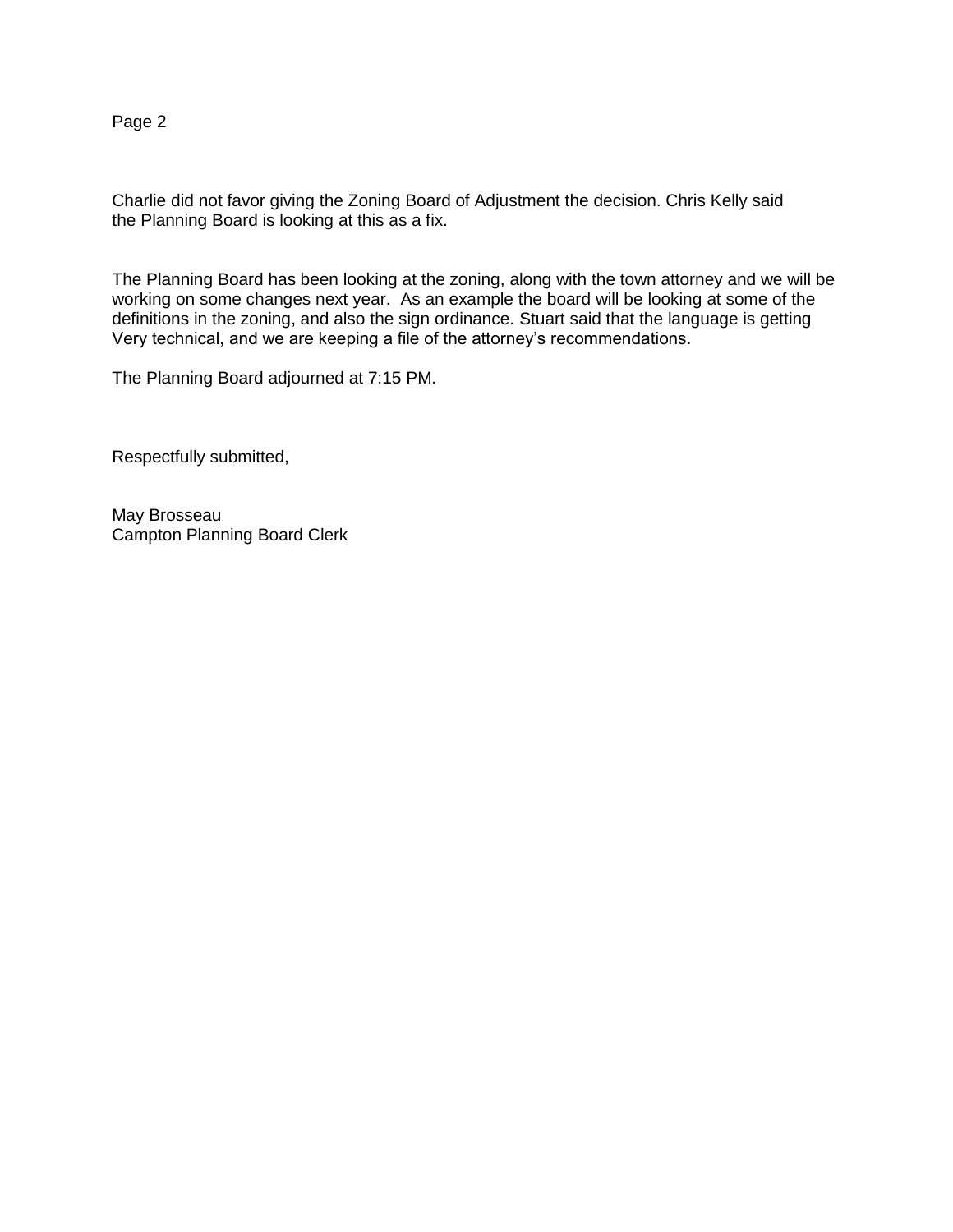Charlie did not favor giving the Zoning Board of Adjustment the decision. Chris Kelly said the Planning Board is looking at this as a fix.

The Planning Board has been looking at the zoning, along with the town attorney and we will be working on some changes next year. As an example the board will be looking at some of the definitions in the zoning, and also the sign ordinance. Stuart said that the language is getting Very technical, and we are keeping a file of the attorney's recommendations.

The Planning Board adjourned at 7:15 PM.

Respectfully submitted,

May Brosseau  
Campton Planning Board Clerk